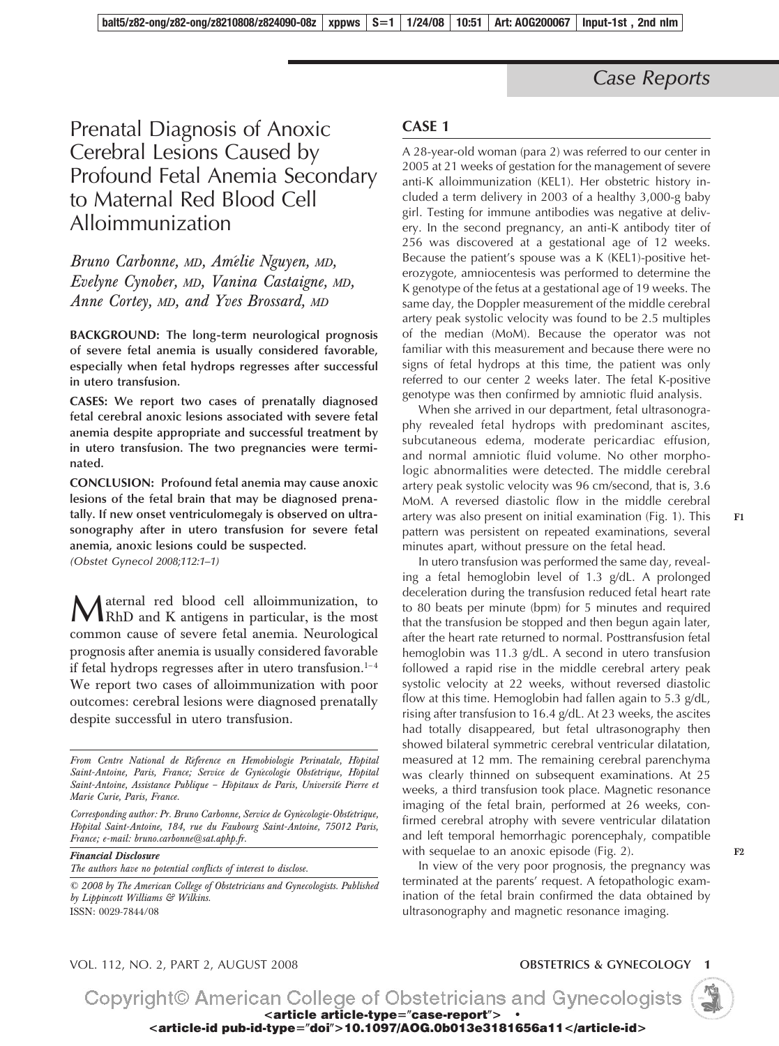Case Reports

# Prenatal Diagnosis of Anoxic Cerebral Lesions Caused by Profound Fetal Anemia Secondary to Maternal Red Blood Cell Alloimmunization

*Bruno Carbonne, MD, Amélie Nguyen, MD, Evelyne Cynober, MD, Vanina Castaigne, MD, Anne Cortey, MD, and Yves Brossard, MD*

**BACKGROUND: The long-term neurological prognosis of severe fetal anemia is usually considered favorable, especially when fetal hydrops regresses after successful in utero transfusion.**

**CASES: We report two cases of prenatally diagnosed fetal cerebral anoxic lesions associated with severe fetal anemia despite appropriate and successful treatment by in utero transfusion. The two pregnancies were terminated.**

**CONCLUSION: Profound fetal anemia may cause anoxic lesions of the fetal brain that may be diagnosed prenatally. If new onset ventriculomegaly is observed on ultrasonography after in utero transfusion for severe fetal anemia, anoxic lesions could be suspected.**

*(Obstet Gynecol 2008;112:1–1)*

Maternal red blood cell alloimmunization, to RhD and K antigens in particular, is the most common cause of severe fetal anemia. Neurological prognosis after anemia is usually considered favorable if fetal hydrops regresses after in utero transfusion.[1–4] We report two cases of alloimmunization with poor outcomes: cerebral lesions were diagnosed prenatally despite successful in utero transfusion.

*From Centre National de Référence en Hemobiologie Perinatale, Hôpital Saint-Antoine, Paris, France; Service de Gynécologie Obstétrique, Hôpital Saint-Antoine, Assistance Publique – Hôpitaux de Paris, Université Pierre et Marie Curie, Paris, France.*

*Corresponding author: Pr. Bruno Carbonne, Service de Gynécologie-Obstétrique, Hôpital Saint-Antoine, 184, rue du Faubourg Saint-Antoine, 75012 Paris, France; e-mail: bruno.carbonne@sat.aphp.fr.*

***Financial Disclosure***
*The authors have no potential conflicts of interest to disclose.*

*© 2008 by The American College of Obstetricians and Gynecologists. Published by Lippincott Williams & Wilkins.*
ISSN: 0029-7844/08

## CASE 1

A 28-year-old woman (para 2) was referred to our center in 2005 at 21 weeks of gestation for the management of severe anti-K alloimmunization (KEL1). Her obstetric history included a term delivery in 2003 of a healthy 3,000-g baby girl. Testing for immune antibodies was negative at delivery. In the second pregnancy, an anti-K antibody titer of 256 was discovered at a gestational age of 12 weeks. Because the patient's spouse was a K (KEL1)-positive heterozygote, amniocentesis was performed to determine the K genotype of the fetus at a gestational age of 19 weeks. The same day, the Doppler measurement of the middle cerebral artery peak systolic velocity was found to be 2.5 multiples of the median (MoM). Because the operator was not familiar with this measurement and because there were no signs of fetal hydrops at this time, the patient was only referred to our center 2 weeks later. The fetal K-positive genotype was then confirmed by amniotic fluid analysis.

When she arrived in our department, fetal ultrasonography revealed fetal hydrops with predominant ascites, subcutaneous edema, moderate pericardiac effusion, and normal amniotic fluid volume. No other morphologic abnormalities were detected. The middle cerebral artery peak systolic velocity was 96 cm/second, that is, 3.6 MoM. A reversed diastolic flow in the middle cerebral artery was also present on initial examination (Fig. 1). This pattern was persistent on repeated examinations, several minutes apart, without pressure on the fetal head.

In utero transfusion was performed the same day, revealing a fetal hemoglobin level of 1.3 g/dL. A prolonged deceleration during the transfusion reduced fetal heart rate to 80 beats per minute (bpm) for 5 minutes and required that the transfusion be stopped and then begun again later, after the heart rate returned to normal. Posttransfusion fetal hemoglobin was 11.3 g/dL. A second in utero transfusion followed a rapid rise in the middle cerebral artery peak systolic velocity at 22 weeks, without reversed diastolic flow at this time. Hemoglobin had fallen again to 5.3 g/dL, rising after transfusion to 16.4 g/dL. At 23 weeks, the ascites had totally disappeared, but fetal ultrasonography then showed bilateral symmetric cerebral ventricular dilatation, measured at 12 mm. The remaining cerebral parenchyma was clearly thinned on subsequent examinations. At 25 weeks, a third transfusion took place. Magnetic resonance imaging of the fetal brain, performed at 26 weeks, confirmed cerebral atrophy with severe ventricular dilatation and left temporal hemorrhagic porencephaly, compatible with sequelae to an anoxic episode (Fig. 2).

In view of the very poor prognosis, the pregnancy was terminated at the parents' request. A fetopathologic examination of the fetal brain confirmed the data obtained by ultrasonography and magnetic resonance imaging.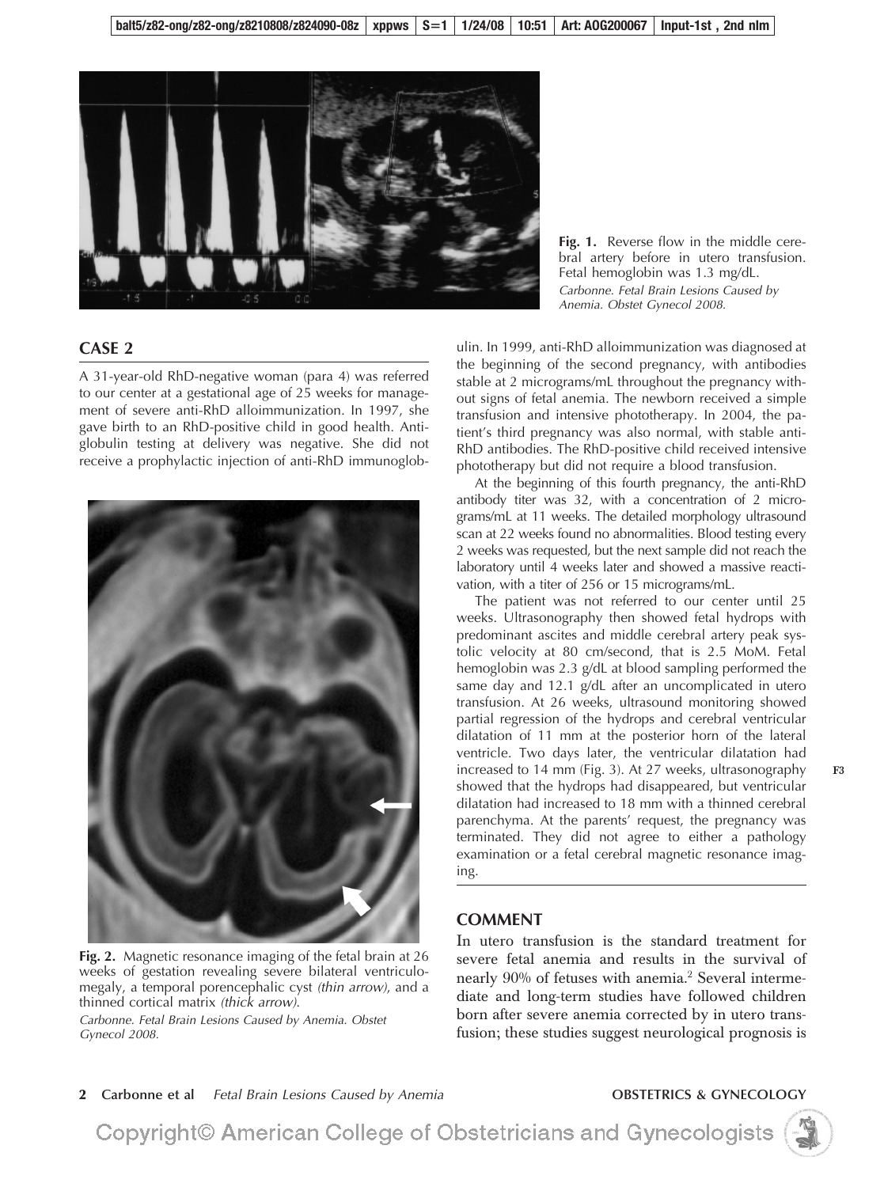**Fig. 1.** Reverse flow in the middle cerebral artery before in utero transfusion. Fetal hemoglobin was 1.3 mg/dL.
*Carbonne. Fetal Brain Lesions Caused by Anemia. Obstet Gynecol 2008.*

## CASE 2

A 31-year-old RhD-negative woman (para 4) was referred to our center at a gestational age of 25 weeks for management of severe anti-RhD alloimmunization. In 1997, she gave birth to an RhD-positive child in good health. Antiglobulin testing at delivery was negative. She did not receive a prophylactic injection of anti-RhD immunoglobulin. In 1999, anti-RhD alloimmunization was diagnosed at the beginning of the second pregnancy, with antibodies stable at 2 micrograms/mL throughout the pregnancy without signs of fetal anemia. The newborn received a simple transfusion and intensive phototherapy. In 2004, the patient's third pregnancy was also normal, with stable anti-RhD antibodies. The RhD-positive child received intensive phototherapy but did not require a blood transfusion.

At the beginning of this fourth pregnancy, the anti-RhD antibody titer was 32, with a concentration of 2 micrograms/mL at 11 weeks. The detailed morphology ultrasound scan at 22 weeks found no abnormalities. Blood testing every 2 weeks was requested, but the next sample did not reach the laboratory until 4 weeks later and showed a massive reactivation, with a titer of 256 or 15 micrograms/mL.

The patient was not referred to our center until 25 weeks. Ultrasonography then showed fetal hydrops with predominant ascites and middle cerebral artery peak systolic velocity at 80 cm/second, that is 2.5 MoM. Fetal hemoglobin was 2.3 g/dL at blood sampling performed the same day and 12.1 g/dL after an uncomplicated in utero transfusion. At 26 weeks, ultrasound monitoring showed partial regression of the hydrops and cerebral ventricular dilatation of 11 mm at the posterior horn of the lateral ventricle. Two days later, the ventricular dilatation had increased to 14 mm (Fig. 3). At 27 weeks, ultrasonography showed that the hydrops had disappeared, but ventricular dilatation had increased to 18 mm with a thinned cerebral parenchyma. At the parents' request, the pregnancy was terminated. They did not agree to either a pathology examination or a fetal cerebral magnetic resonance imaging.

**Fig. 2.** Magnetic resonance imaging of the fetal brain at 26 weeks of gestation revealing severe bilateral ventriculomegaly, a temporal porencephalic cyst *(thin arrow)*, and a thinned cortical matrix *(thick arrow)*.
*Carbonne. Fetal Brain Lesions Caused by Anemia. Obstet Gynecol 2008.*

## COMMENT

In utero transfusion is the standard treatment for severe fetal anemia and results in the survival of nearly 90% of fetuses with anemia.[2] Several intermediate and long-term studies have followed children born after severe anemia corrected by in utero transfusion; these studies suggest neurological prognosis is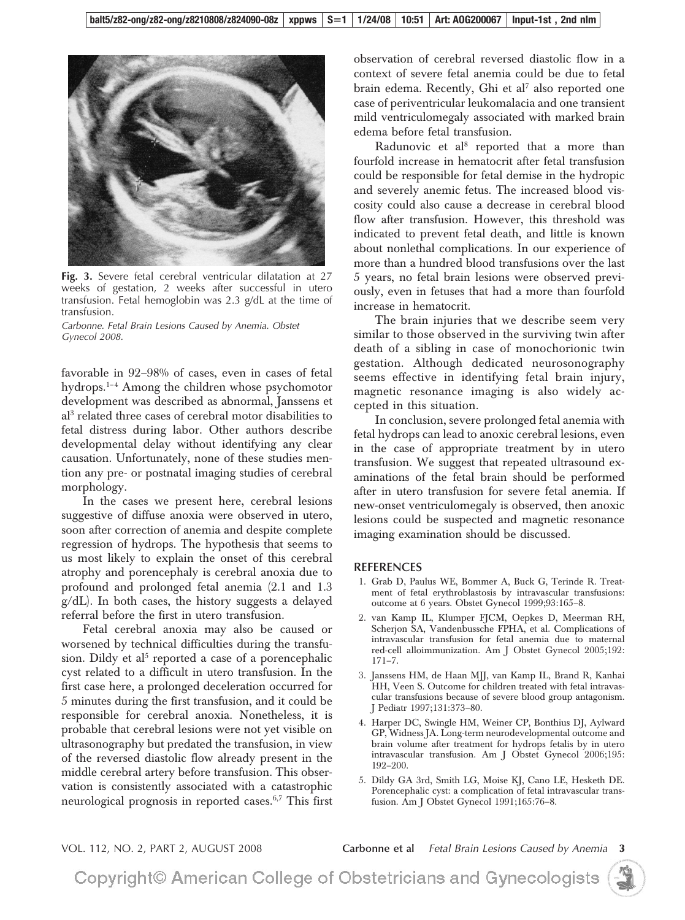**Fig. 3.** Severe fetal cerebral ventricular dilatation at 27 weeks of gestation, 2 weeks after successful in utero transfusion. Fetal hemoglobin was 2.3 g/dL at the time of transfusion.

*Carbonne. Fetal Brain Lesions Caused by Anemia. Obstet Gynecol 2008.*

favorable in 92–98% of cases, even in cases of fetal hydrops.[1–4] Among the children whose psychomotor development was described as abnormal, Janssens et al[3] related three cases of cerebral motor disabilities to fetal distress during labor. Other authors describe developmental delay without identifying any clear causation. Unfortunately, none of these studies mention any pre- or postnatal imaging studies of cerebral morphology.

In the cases we present here, cerebral lesions suggestive of diffuse anoxia were observed in utero, soon after correction of anemia and despite complete regression of hydrops. The hypothesis that seems to us most likely to explain the onset of this cerebral atrophy and porencephaly is cerebral anoxia due to profound and prolonged fetal anemia (2.1 and 1.3 g/dL). In both cases, the history suggests a delayed referral before the first in utero transfusion.

Fetal cerebral anoxia may also be caused or worsened by technical difficulties during the transfusion. Dildy et al[5] reported a case of a porencephalic cyst related to a difficult in utero transfusion. In the first case here, a prolonged deceleration occurred for 5 minutes during the first transfusion, and it could be responsible for cerebral anoxia. Nonetheless, it is probable that cerebral lesions were not yet visible on ultrasonography but predated the transfusion, in view of the reversed diastolic flow already present in the middle cerebral artery before transfusion. This observation is consistently associated with a catastrophic neurological prognosis in reported cases.[6,7] This first observation of cerebral reversed diastolic flow in a context of severe fetal anemia could be due to fetal brain edema. Recently, Ghi et al[7] also reported one case of periventricular leukomalacia and one transient mild ventriculomegaly associated with marked brain edema before fetal transfusion.

Radunovic et al[8] reported that a more than fourfold increase in hematocrit after fetal transfusion could be responsible for fetal demise in the hydropic and severely anemic fetus. The increased blood viscosity could also cause a decrease in cerebral blood flow after transfusion. However, this threshold was indicated to prevent fetal death, and little is known about nonlethal complications. In our experience of more than a hundred blood transfusions over the last 5 years, no fetal brain lesions were observed previously, even in fetuses that had a more than fourfold increase in hematocrit.

The brain injuries that we describe seem very similar to those observed in the surviving twin after death of a sibling in case of monochorionic twin gestation. Although dedicated neurosonography seems effective in identifying fetal brain injury, magnetic resonance imaging is also widely accepted in this situation.

In conclusion, severe prolonged fetal anemia with fetal hydrops can lead to anoxic cerebral lesions, even in the case of appropriate treatment by in utero transfusion. We suggest that repeated ultrasound examinations of the fetal brain should be performed after in utero transfusion for severe fetal anemia. If new-onset ventriculomegaly is observed, then anoxic lesions could be suspected and magnetic resonance imaging examination should be discussed.

## REFERENCES

1. Grab D, Paulus WE, Bommer A, Buck G, Terinde R. Treatment of fetal erythroblastosis by intravascular transfusions: outcome at 6 years. Obstet Gynecol 1999;93:165–8.
2. van Kamp IL, Klumper FJCM, Oepkes D, Meerman RH, Scherjon SA, Vandenbussche FPHA, et al. Complications of intravascular transfusion for fetal anemia due to maternal red-cell alloimmunization. Am J Obstet Gynecol 2005;192:171–7.
3. Janssens HM, de Haan MJJ, van Kamp IL, Brand R, Kanhai HH, Veen S. Outcome for children treated with fetal intravascular transfusions because of severe blood group antagonism. J Pediatr 1997;131:373–80.
4. Harper DC, Swingle HM, Weiner CP, Bonthius DJ, Aylward GP, Widness JA. Long-term neurodevelopmental outcome and brain volume after treatment for hydrops fetalis by in utero intravascular transfusion. Am J Obstet Gynecol 2006;195:192–200.
5. Dildy GA 3rd, Smith LG, Moise KJ, Cano LE, Hesketh DE. Porencephalic cyst: a complication of fetal intravascular transfusion. Am J Obstet Gynecol 1991;165:76–8.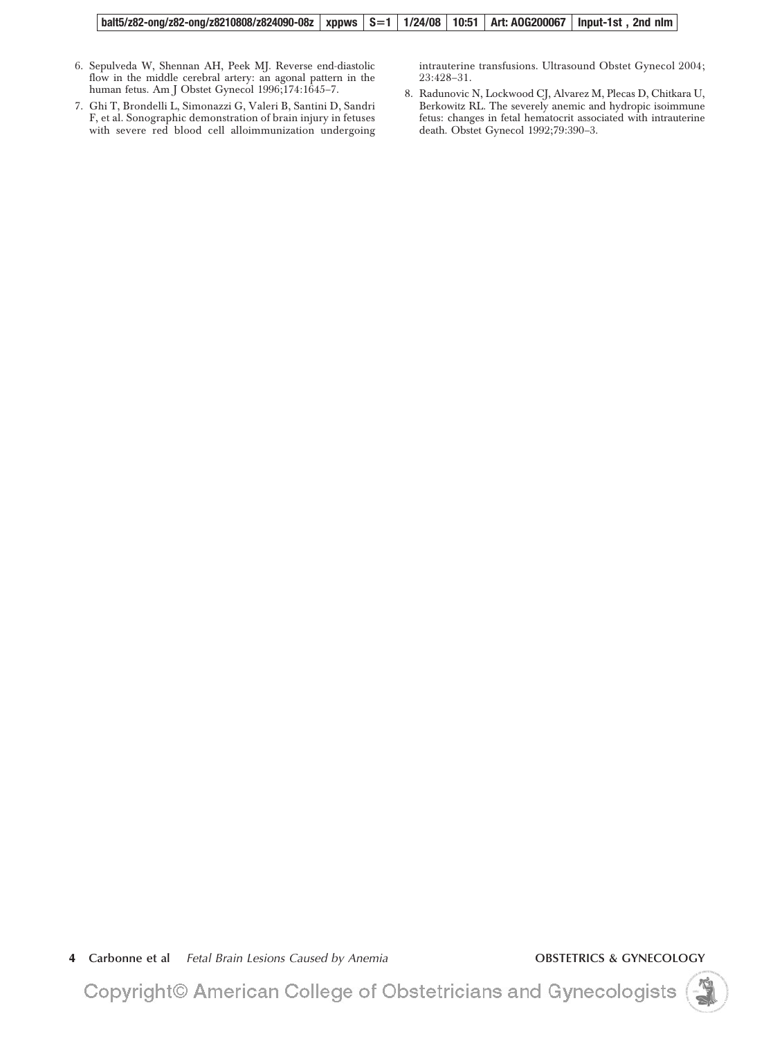6. Sepulveda W, Shennan AH, Peek MJ. Reverse end-diastolic flow in the middle cerebral artery: an agonal pattern in the human fetus. Am J Obstet Gynecol 1996;174:1645–7.
7. Ghi T, Brondelli L, Simonazzi G, Valeri B, Santini D, Sandri F, et al. Sonographic demonstration of brain injury in fetuses with severe red blood cell alloimmunization undergoing intrauterine transfusions. Ultrasound Obstet Gynecol 2004; 23:428–31.
8. Radunovic N, Lockwood CJ, Alvarez M, Plecas D, Chitkara U, Berkowitz RL. The severely anemic and hydropic isoimmune fetus: changes in fetal hematocrit associated with intrauterine death. Obstet Gynecol 1992;79:390–3.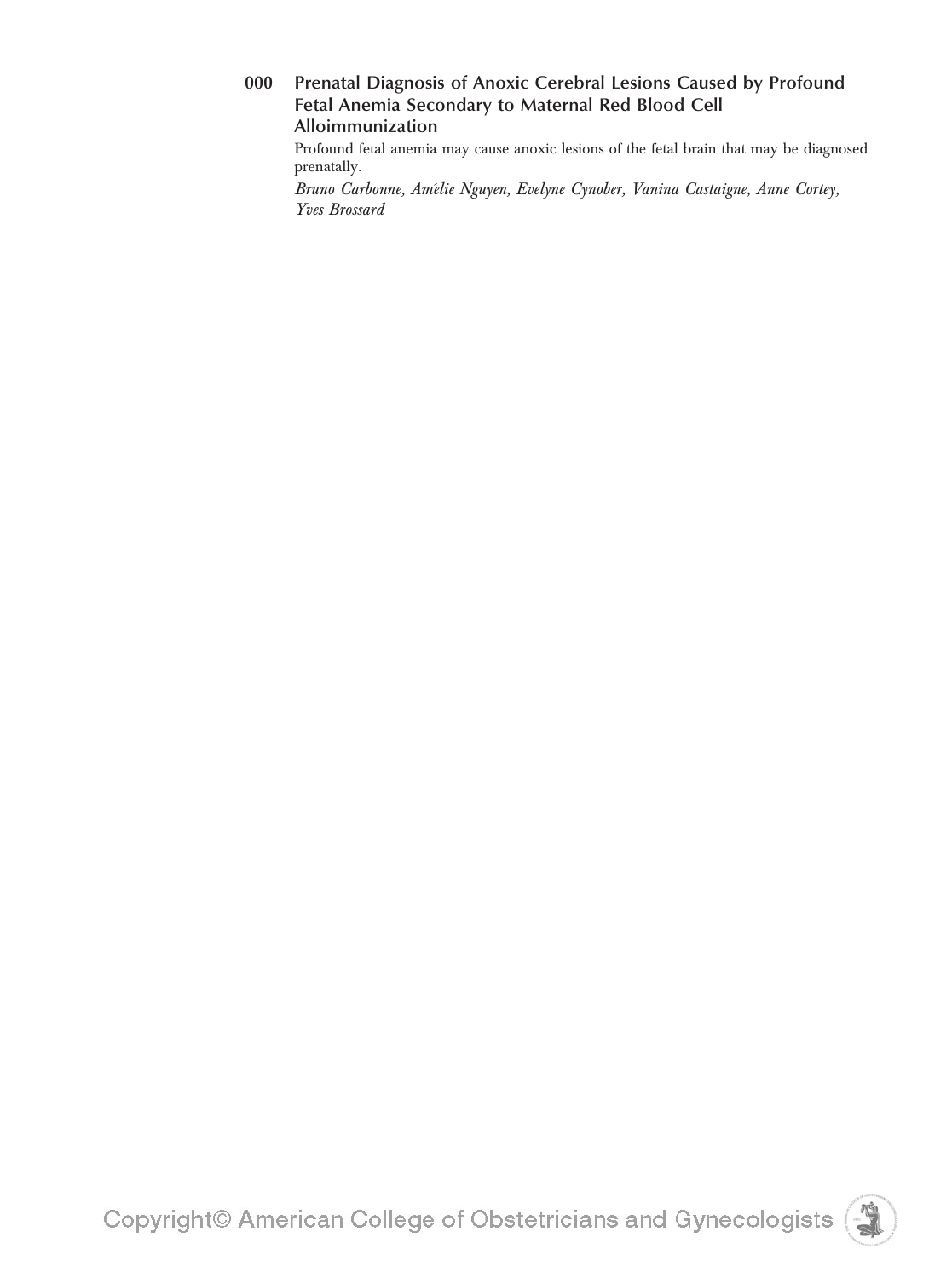**000 Prenatal Diagnosis of Anoxic Cerebral Lesions Caused by Profound Fetal Anemia Secondary to Maternal Red Blood Cell Alloimmunization**

Profound fetal anemia may cause anoxic lesions of the fetal brain that may be diagnosed prenatally.

*Bruno Carbonne, Amélie Nguyen, Evelyne Cynober, Vanina Castaigne, Anne Cortey, Yves Brossard*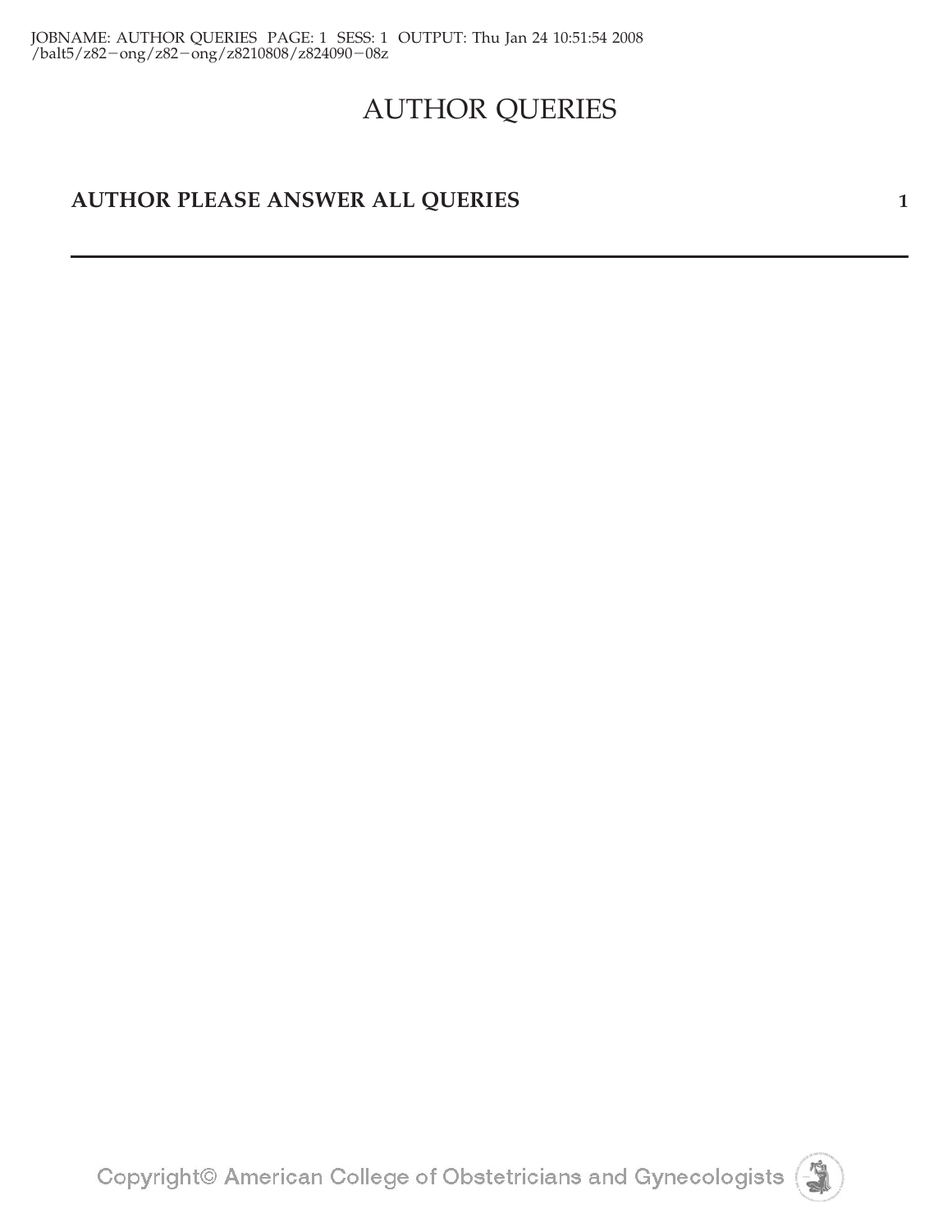# AUTHOR QUERIES

**AUTHOR PLEASE ANSWER ALL QUERIES** **1**

---